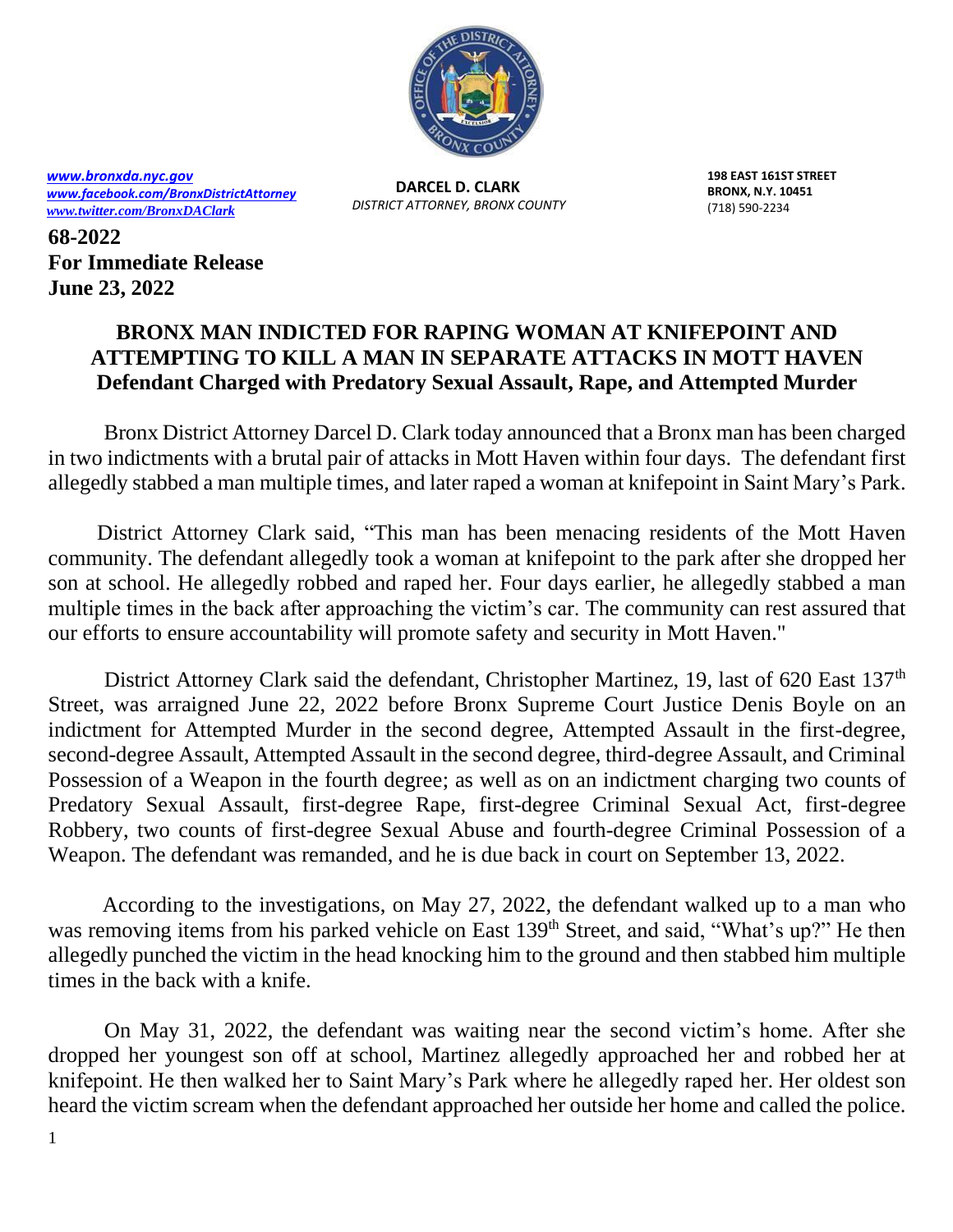*www.bronxda.nyc.gov*
*www.facebook.com/BronxDistrictAttorney*
*www.twitter.com/BronxDAClark*

**DARCEL D. CLARK**
*DISTRICT ATTORNEY, BRONX COUNTY*

**198 EAST 161ST STREET**
**BRONX, N.Y. 10451**
(718) 590-2234

**68-2022**
**For Immediate Release**
**June 23, 2022**

# BRONX MAN INDICTED FOR RAPING WOMAN AT KNIFEPOINT AND ATTEMPTING TO KILL A MAN IN SEPARATE ATTACKS IN MOTT HAVEN

## Defendant Charged with Predatory Sexual Assault, Rape, and Attempted Murder

Bronx District Attorney Darcel D. Clark today announced that a Bronx man has been charged in two indictments with a brutal pair of attacks in Mott Haven within four days. The defendant first allegedly stabbed a man multiple times, and later raped a woman at knifepoint in Saint Mary's Park.

District Attorney Clark said, "This man has been menacing residents of the Mott Haven community. The defendant allegedly took a woman at knifepoint to the park after she dropped her son at school. He allegedly robbed and raped her. Four days earlier, he allegedly stabbed a man multiple times in the back after approaching the victim's car. The community can rest assured that our efforts to ensure accountability will promote safety and security in Mott Haven."

District Attorney Clark said the defendant, Christopher Martinez, 19, last of 620 East 137th Street, was arraigned June 22, 2022 before Bronx Supreme Court Justice Denis Boyle on an indictment for Attempted Murder in the second degree, Attempted Assault in the first-degree, second-degree Assault, Attempted Assault in the second degree, third-degree Assault, and Criminal Possession of a Weapon in the fourth degree; as well as on an indictment charging two counts of Predatory Sexual Assault, first-degree Rape, first-degree Criminal Sexual Act, first-degree Robbery, two counts of first-degree Sexual Abuse and fourth-degree Criminal Possession of a Weapon. The defendant was remanded, and he is due back in court on September 13, 2022.

According to the investigations, on May 27, 2022, the defendant walked up to a man who was removing items from his parked vehicle on East 139th Street, and said, "What's up?" He then allegedly punched the victim in the head knocking him to the ground and then stabbed him multiple times in the back with a knife.

On May 31, 2022, the defendant was waiting near the second victim's home. After she dropped her youngest son off at school, Martinez allegedly approached her and robbed her at knifepoint. He then walked her to Saint Mary's Park where he allegedly raped her. Her oldest son heard the victim scream when the defendant approached her outside her home and called the police.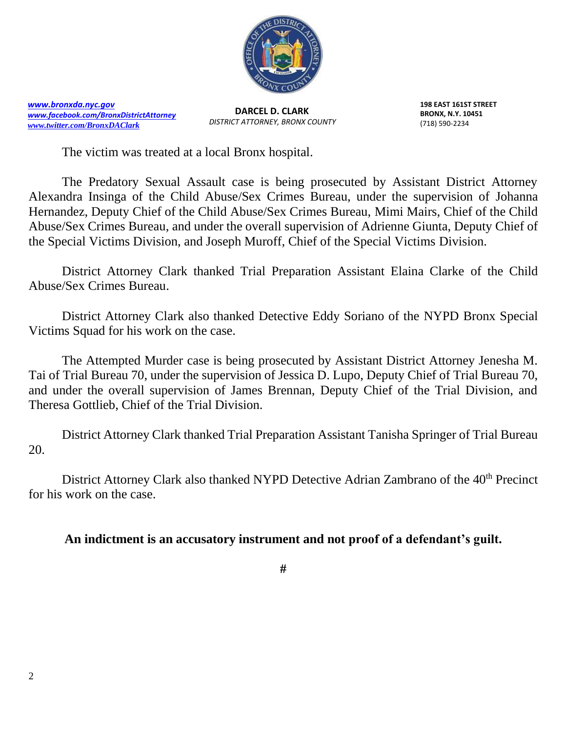The victim was treated at a local Bronx hospital.

The Predatory Sexual Assault case is being prosecuted by Assistant District Attorney Alexandra Insinga of the Child Abuse/Sex Crimes Bureau, under the supervision of Johanna Hernandez, Deputy Chief of the Child Abuse/Sex Crimes Bureau, Mimi Mairs, Chief of the Child Abuse/Sex Crimes Bureau, and under the overall supervision of Adrienne Giunta, Deputy Chief of the Special Victims Division, and Joseph Muroff, Chief of the Special Victims Division.

District Attorney Clark thanked Trial Preparation Assistant Elaina Clarke of the Child Abuse/Sex Crimes Bureau.

District Attorney Clark also thanked Detective Eddy Soriano of the NYPD Bronx Special Victims Squad for his work on the case.

The Attempted Murder case is being prosecuted by Assistant District Attorney Jenesha M. Tai of Trial Bureau 70, under the supervision of Jessica D. Lupo, Deputy Chief of Trial Bureau 70, and under the overall supervision of James Brennan, Deputy Chief of the Trial Division, and Theresa Gottlieb, Chief of the Trial Division.

District Attorney Clark thanked Trial Preparation Assistant Tanisha Springer of Trial Bureau 20.

District Attorney Clark also thanked NYPD Detective Adrian Zambrano of the 40th Precinct for his work on the case.

**An indictment is an accusatory instrument and not proof of a defendant's guilt.**

#